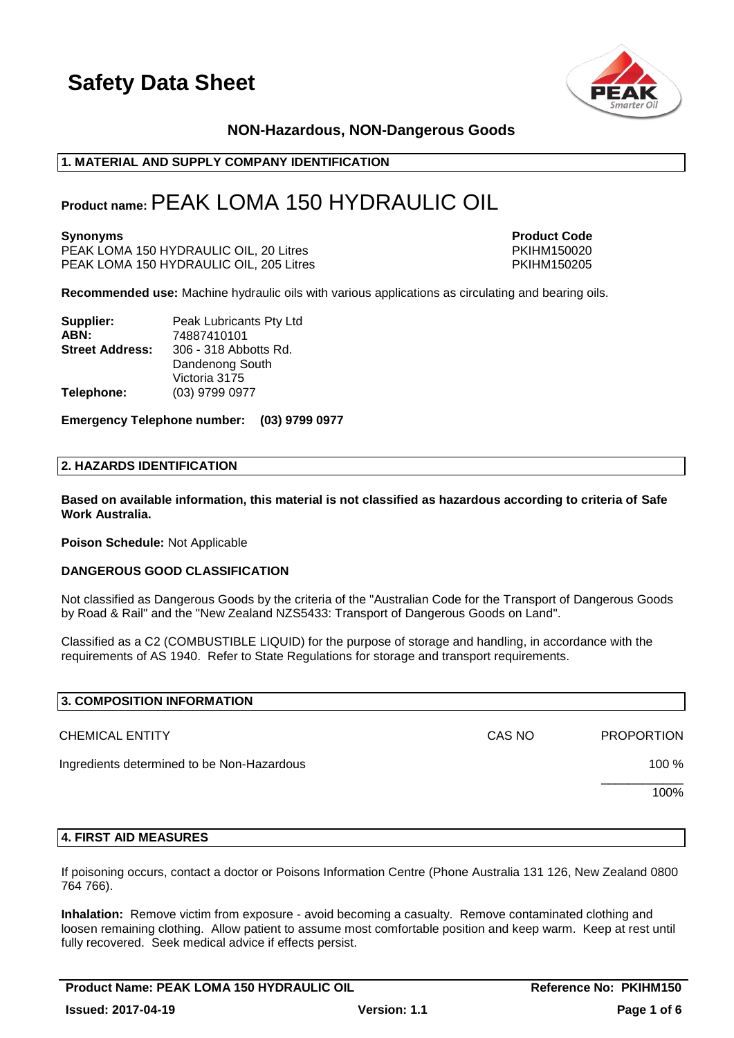# Safety Data Sheet

**NON-Hazardous, NON-Dangerous Goods**

## 1. MATERIAL AND SUPPLY COMPANY IDENTIFICATION

**Product name:** PEAK LOMA 150 HYDRAULIC OIL

| **Synonyms** | **Product Code** |
|---|---|
| PEAK LOMA 150 HYDRAULIC OIL, 20 Litres | PKIHM150020 |
| PEAK LOMA 150 HYDRAULIC OIL, 205 Litres | PKIHM150205 |

**Recommended use:** Machine hydraulic oils with various applications as circulating and bearing oils.

**Supplier:** Peak Lubricants Pty Ltd
**ABN:** 74887410101
**Street Address:** 306 - 318 Abbotts Rd.
Dandenong South
Victoria 3175
**Telephone:** (03) 9799 0977

**Emergency Telephone number: (03) 9799 0977**

## 2. HAZARDS IDENTIFICATION

**Based on available information, this material is not classified as hazardous according to criteria of Safe Work Australia.**

**Poison Schedule:** Not Applicable

**DANGEROUS GOOD CLASSIFICATION**

Not classified as Dangerous Goods by the criteria of the "Australian Code for the Transport of Dangerous Goods by Road & Rail" and the "New Zealand NZS5433: Transport of Dangerous Goods on Land".

Classified as a C2 (COMBUSTIBLE LIQUID) for the purpose of storage and handling, in accordance with the requirements of AS 1940. Refer to State Regulations for storage and transport requirements.

## 3. COMPOSITION INFORMATION

| CHEMICAL ENTITY | CAS NO | PROPORTION |
|---|---|---|
| Ingredients determined to be Non-Hazardous | | 100 % |
| | | 100% |

## 4. FIRST AID MEASURES

If poisoning occurs, contact a doctor or Poisons Information Centre (Phone Australia 131 126, New Zealand 0800 764 766).

**Inhalation:** Remove victim from exposure - avoid becoming a casualty. Remove contaminated clothing and loosen remaining clothing. Allow patient to assume most comfortable position and keep warm. Keep at rest until fully recovered. Seek medical advice if effects persist.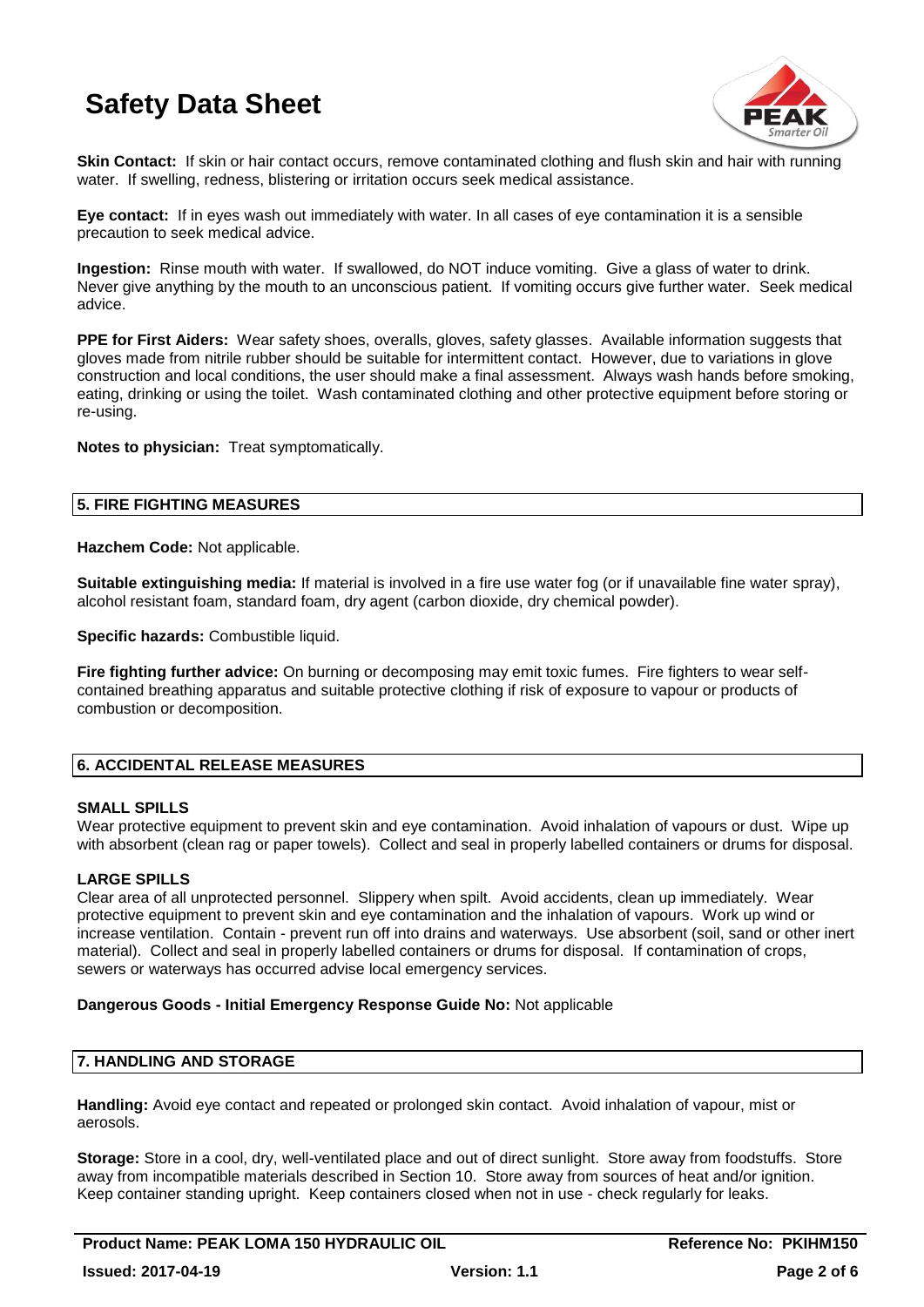**Skin Contact:** If skin or hair contact occurs, remove contaminated clothing and flush skin and hair with running water. If swelling, redness, blistering or irritation occurs seek medical assistance.

**Eye contact:** If in eyes wash out immediately with water. In all cases of eye contamination it is a sensible precaution to seek medical advice.

**Ingestion:** Rinse mouth with water. If swallowed, do NOT induce vomiting. Give a glass of water to drink. Never give anything by the mouth to an unconscious patient. If vomiting occurs give further water. Seek medical advice.

**PPE for First Aiders:** Wear safety shoes, overalls, gloves, safety glasses. Available information suggests that gloves made from nitrile rubber should be suitable for intermittent contact. However, due to variations in glove construction and local conditions, the user should make a final assessment. Always wash hands before smoking, eating, drinking or using the toilet. Wash contaminated clothing and other protective equipment before storing or re-using.

**Notes to physician:** Treat symptomatically.

## 5. FIRE FIGHTING MEASURES

**Hazchem Code:** Not applicable.

**Suitable extinguishing media:** If material is involved in a fire use water fog (or if unavailable fine water spray), alcohol resistant foam, standard foam, dry agent (carbon dioxide, dry chemical powder).

**Specific hazards:** Combustible liquid.

**Fire fighting further advice:** On burning or decomposing may emit toxic fumes. Fire fighters to wear self-contained breathing apparatus and suitable protective clothing if risk of exposure to vapour or products of combustion or decomposition.

## 6. ACCIDENTAL RELEASE MEASURES

### SMALL SPILLS

Wear protective equipment to prevent skin and eye contamination. Avoid inhalation of vapours or dust. Wipe up with absorbent (clean rag or paper towels). Collect and seal in properly labelled containers or drums for disposal.

### LARGE SPILLS

Clear area of all unprotected personnel. Slippery when spilt. Avoid accidents, clean up immediately. Wear protective equipment to prevent skin and eye contamination and the inhalation of vapours. Work up wind or increase ventilation. Contain - prevent run off into drains and waterways. Use absorbent (soil, sand or other inert material). Collect and seal in properly labelled containers or drums for disposal. If contamination of crops, sewers or waterways has occurred advise local emergency services.

**Dangerous Goods - Initial Emergency Response Guide No:** Not applicable

## 7. HANDLING AND STORAGE

**Handling:** Avoid eye contact and repeated or prolonged skin contact. Avoid inhalation of vapour, mist or aerosols.

**Storage:** Store in a cool, dry, well-ventilated place and out of direct sunlight. Store away from foodstuffs. Store away from incompatible materials described in Section 10. Store away from sources of heat and/or ignition. Keep container standing upright. Keep containers closed when not in use - check regularly for leaks.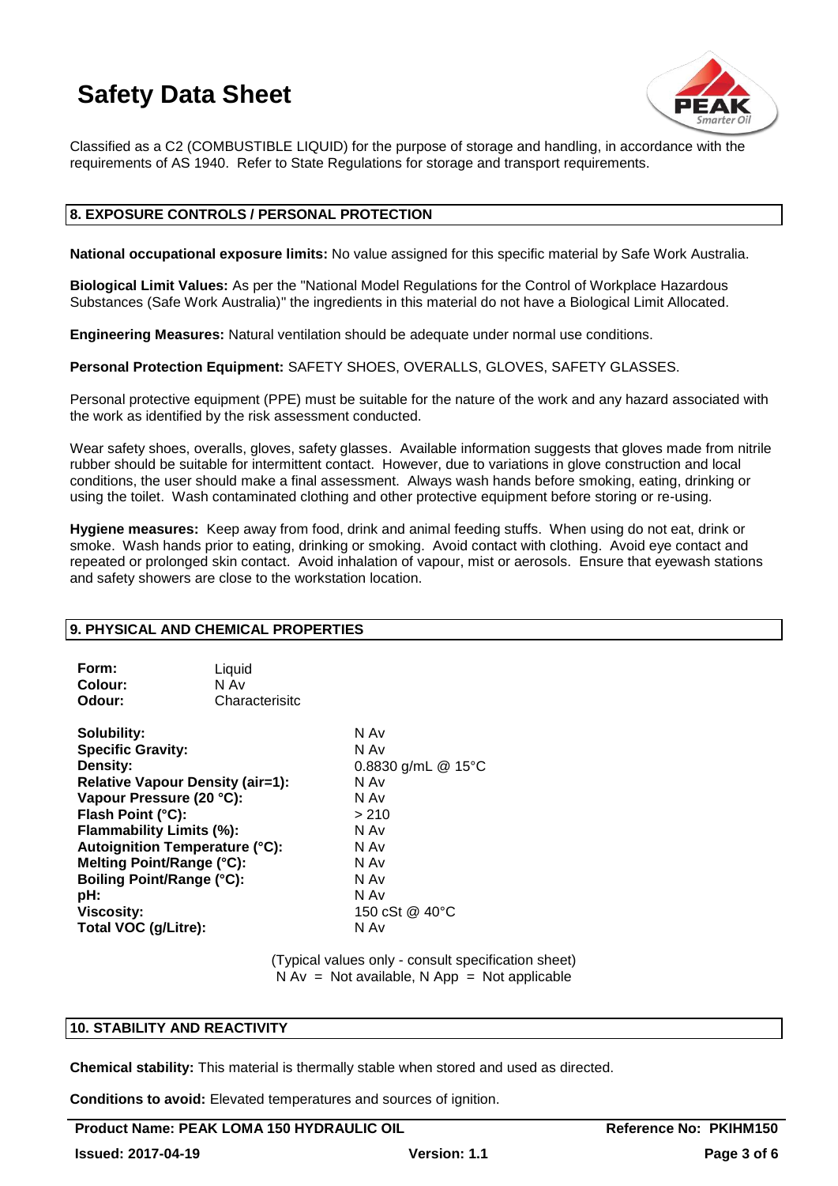Classified as a C2 (COMBUSTIBLE LIQUID) for the purpose of storage and handling, in accordance with the requirements of AS 1940. Refer to State Regulations for storage and transport requirements.

## 8. EXPOSURE CONTROLS / PERSONAL PROTECTION

**National occupational exposure limits:** No value assigned for this specific material by Safe Work Australia.

**Biological Limit Values:** As per the "National Model Regulations for the Control of Workplace Hazardous Substances (Safe Work Australia)" the ingredients in this material do not have a Biological Limit Allocated.

**Engineering Measures:** Natural ventilation should be adequate under normal use conditions.

**Personal Protection Equipment:** SAFETY SHOES, OVERALLS, GLOVES, SAFETY GLASSES.

Personal protective equipment (PPE) must be suitable for the nature of the work and any hazard associated with the work as identified by the risk assessment conducted.

Wear safety shoes, overalls, gloves, safety glasses. Available information suggests that gloves made from nitrile rubber should be suitable for intermittent contact. However, due to variations in glove construction and local conditions, the user should make a final assessment. Always wash hands before smoking, eating, drinking or using the toilet. Wash contaminated clothing and other protective equipment before storing or re-using.

**Hygiene measures:** Keep away from food, drink and animal feeding stuffs. When using do not eat, drink or smoke. Wash hands prior to eating, drinking or smoking. Avoid contact with clothing. Avoid eye contact and repeated or prolonged skin contact. Avoid inhalation of vapour, mist or aerosols. Ensure that eyewash stations and safety showers are close to the workstation location.

## 9. PHYSICAL AND CHEMICAL PROPERTIES

| | |
|---|---|
| **Form:** | Liquid |
| **Colour:** | N Av |
| **Odour:** | Characterisitc |

| | |
|---|---|
| **Solubility:** | N Av |
| **Specific Gravity:** | N Av |
| **Density:** | 0.8830 g/mL @ 15°C |
| **Relative Vapour Density (air=1):** | N Av |
| **Vapour Pressure (20 °C):** | N Av |
| **Flash Point (°C):** | > 210 |
| **Flammability Limits (%):** | N Av |
| **Autoignition Temperature (°C):** | N Av |
| **Melting Point/Range (°C):** | N Av |
| **Boiling Point/Range (°C):** | N Av |
| **pH:** | N Av |
| **Viscosity:** | 150 cSt @ 40°C |
| **Total VOC (g/Litre):** | N Av |

(Typical values only - consult specification sheet)
N Av = Not available, N App = Not applicable

## 10. STABILITY AND REACTIVITY

**Chemical stability:** This material is thermally stable when stored and used as directed.

**Conditions to avoid:** Elevated temperatures and sources of ignition.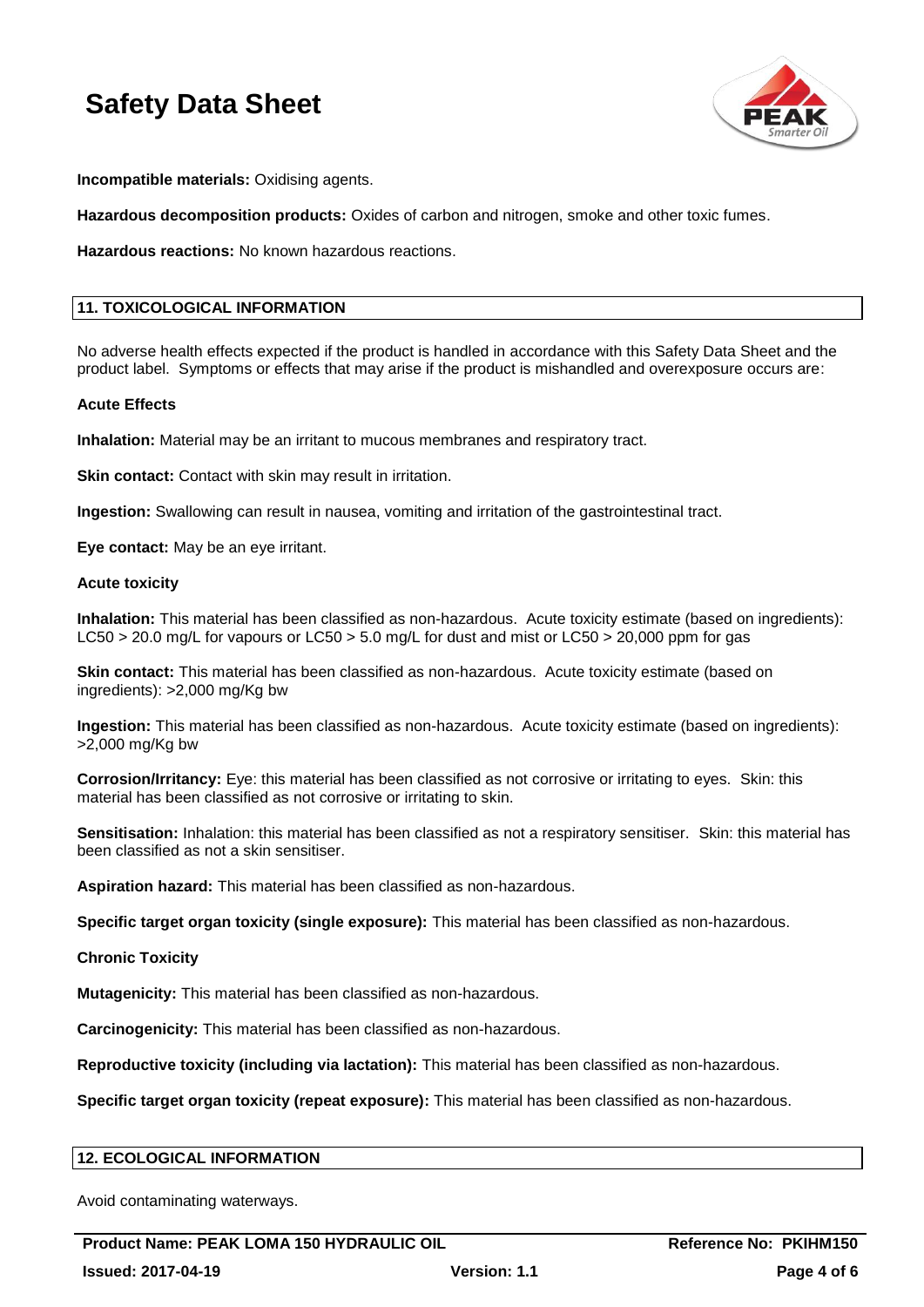**Incompatible materials:** Oxidising agents.

**Hazardous decomposition products:** Oxides of carbon and nitrogen, smoke and other toxic fumes.

**Hazardous reactions:** No known hazardous reactions.

## 11. TOXICOLOGICAL INFORMATION

No adverse health effects expected if the product is handled in accordance with this Safety Data Sheet and the product label. Symptoms or effects that may arise if the product is mishandled and overexposure occurs are:

**Acute Effects**

**Inhalation:** Material may be an irritant to mucous membranes and respiratory tract.

**Skin contact:** Contact with skin may result in irritation.

**Ingestion:** Swallowing can result in nausea, vomiting and irritation of the gastrointestinal tract.

**Eye contact:** May be an eye irritant.

**Acute toxicity**

**Inhalation:** This material has been classified as non-hazardous. Acute toxicity estimate (based on ingredients): LC50 > 20.0 mg/L for vapours or LC50 > 5.0 mg/L for dust and mist or LC50 > 20,000 ppm for gas

**Skin contact:** This material has been classified as non-hazardous. Acute toxicity estimate (based on ingredients): >2,000 mg/Kg bw

**Ingestion:** This material has been classified as non-hazardous. Acute toxicity estimate (based on ingredients): >2,000 mg/Kg bw

**Corrosion/Irritancy:** Eye: this material has been classified as not corrosive or irritating to eyes. Skin: this material has been classified as not corrosive or irritating to skin.

**Sensitisation:** Inhalation: this material has been classified as not a respiratory sensitiser. Skin: this material has been classified as not a skin sensitiser.

**Aspiration hazard:** This material has been classified as non-hazardous.

**Specific target organ toxicity (single exposure):** This material has been classified as non-hazardous.

**Chronic Toxicity**

**Mutagenicity:** This material has been classified as non-hazardous.

**Carcinogenicity:** This material has been classified as non-hazardous.

**Reproductive toxicity (including via lactation):** This material has been classified as non-hazardous.

**Specific target organ toxicity (repeat exposure):** This material has been classified as non-hazardous.

## 12. ECOLOGICAL INFORMATION

Avoid contaminating waterways.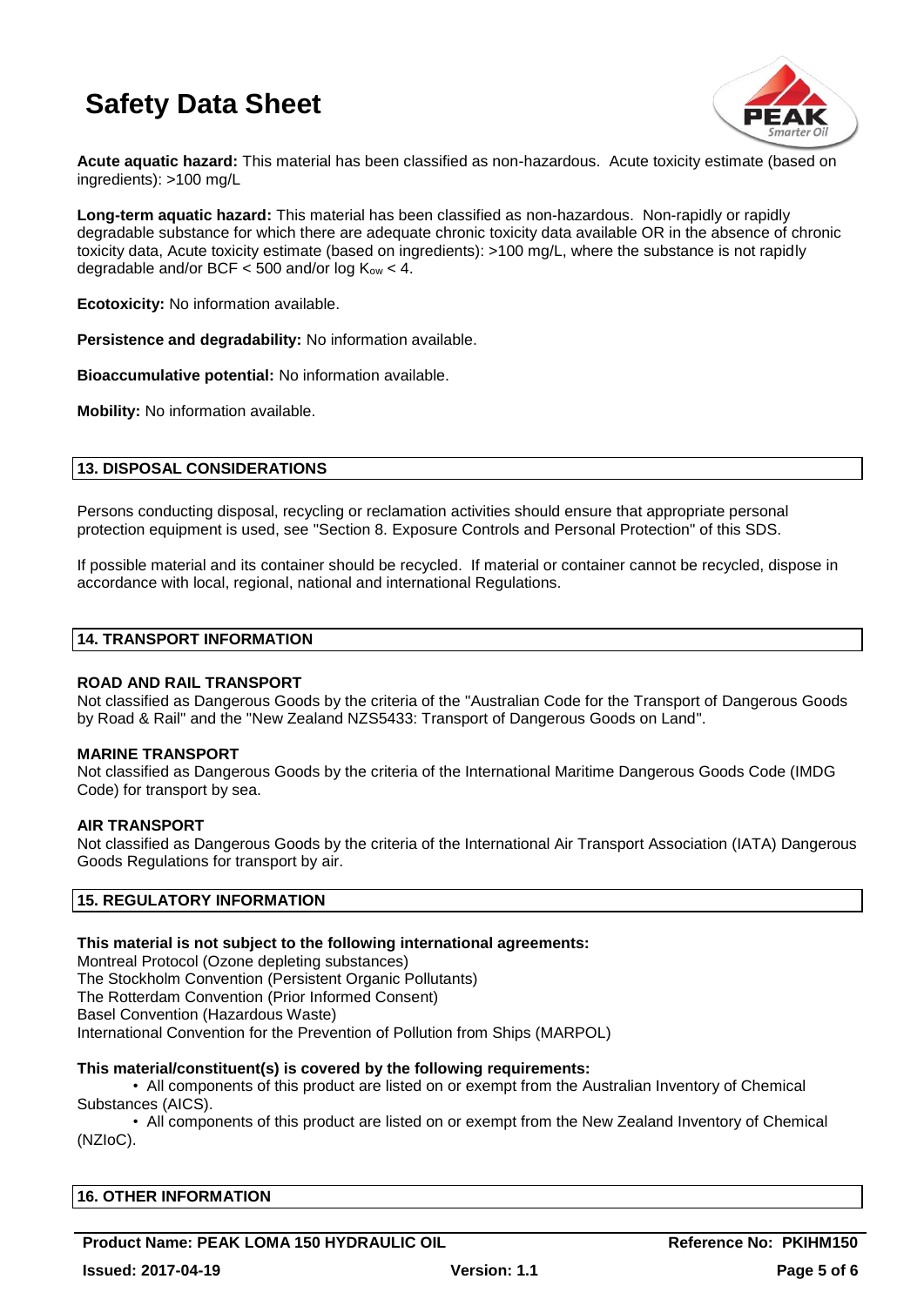**Acute aquatic hazard:** This material has been classified as non-hazardous. Acute toxicity estimate (based on ingredients): >100 mg/L

**Long-term aquatic hazard:** This material has been classified as non-hazardous. Non-rapidly or rapidly degradable substance for which there are adequate chronic toxicity data available OR in the absence of chronic toxicity data, Acute toxicity estimate (based on ingredients): >100 mg/L, where the substance is not rapidly degradable and/or BCF < 500 and/or log $K_{ow}$ < 4.

**Ecotoxicity:** No information available.

**Persistence and degradability:** No information available.

**Bioaccumulative potential:** No information available.

**Mobility:** No information available.

## 13. DISPOSAL CONSIDERATIONS

Persons conducting disposal, recycling or reclamation activities should ensure that appropriate personal protection equipment is used, see "Section 8. Exposure Controls and Personal Protection" of this SDS.

If possible material and its container should be recycled. If material or container cannot be recycled, dispose in accordance with local, regional, national and international Regulations.

## 14. TRANSPORT INFORMATION

**ROAD AND RAIL TRANSPORT**
Not classified as Dangerous Goods by the criteria of the "Australian Code for the Transport of Dangerous Goods by Road & Rail" and the "New Zealand NZS5433: Transport of Dangerous Goods on Land".

**MARINE TRANSPORT**
Not classified as Dangerous Goods by the criteria of the International Maritime Dangerous Goods Code (IMDG Code) for transport by sea.

**AIR TRANSPORT**
Not classified as Dangerous Goods by the criteria of the International Air Transport Association (IATA) Dangerous Goods Regulations for transport by air.

## 15. REGULATORY INFORMATION

**This material is not subject to the following international agreements:**
Montreal Protocol (Ozone depleting substances)
The Stockholm Convention (Persistent Organic Pollutants)
The Rotterdam Convention (Prior Informed Consent)
Basel Convention (Hazardous Waste)
International Convention for the Prevention of Pollution from Ships (MARPOL)

**This material/constituent(s) is covered by the following requirements:**

- All components of this product are listed on or exempt from the Australian Inventory of Chemical Substances (AICS).
- All components of this product are listed on or exempt from the New Zealand Inventory of Chemical (NZIoC).

## 16. OTHER INFORMATION

**Product Name: PEAK LOMA 150 HYDRAULIC OIL** **Reference No: PKIHM150**
**Issued: 2017-04-19** **Version: 1.1**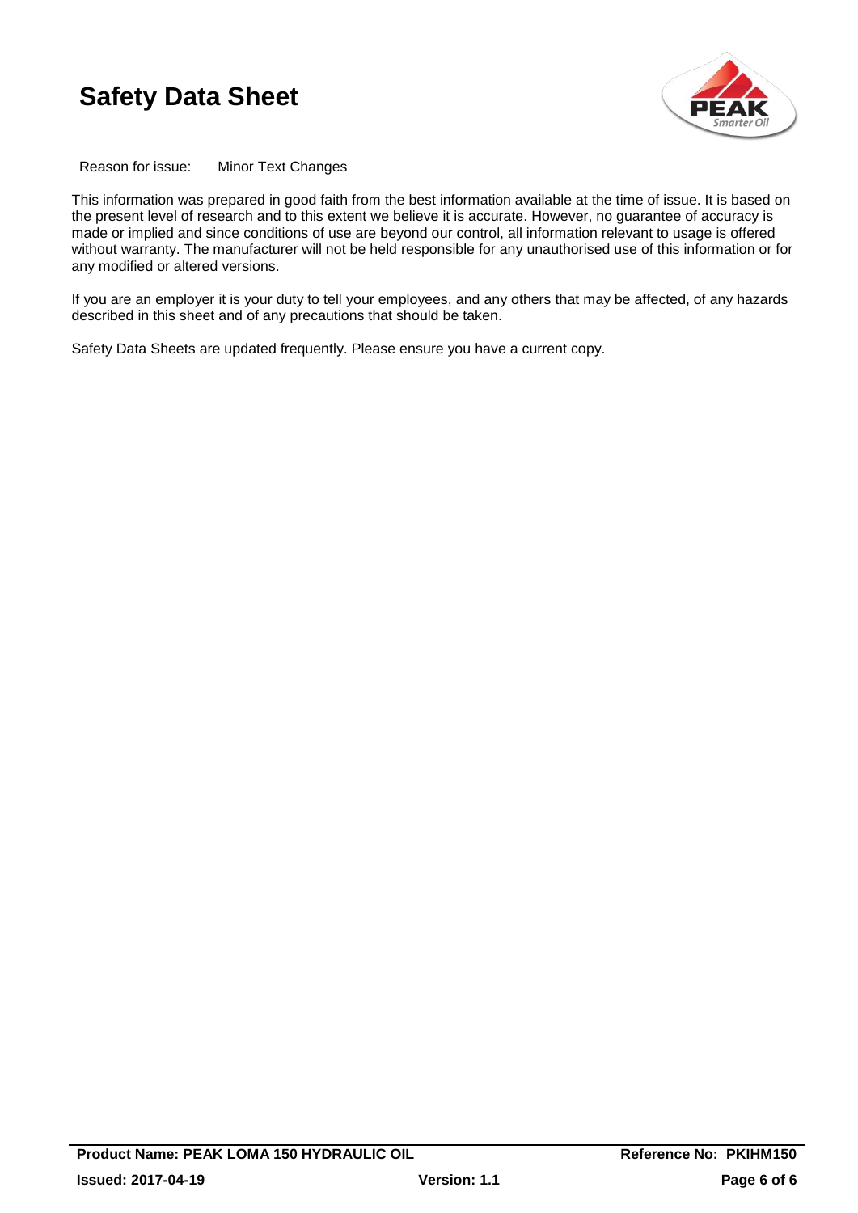Reason for issue: Minor Text Changes

This information was prepared in good faith from the best information available at the time of issue. It is based on the present level of research and to this extent we believe it is accurate. However, no guarantee of accuracy is made or implied and since conditions of use are beyond our control, all information relevant to usage is offered without warranty. The manufacturer will not be held responsible for any unauthorised use of this information or for any modified or altered versions.

If you are an employer it is your duty to tell your employees, and any others that may be affected, of any hazards described in this sheet and of any precautions that should be taken.

Safety Data Sheets are updated frequently. Please ensure you have a current copy.